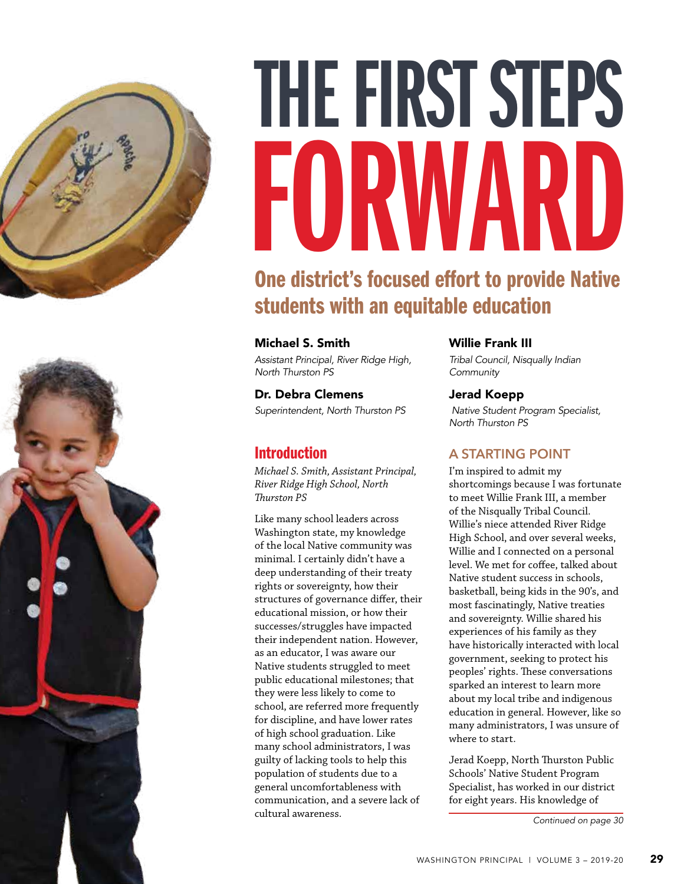# THE FIRST STEPS FORWARD

## One district's focused effort to provide Native students with an equitable education

**Michael S. Smith**
*Assistant Principal, River Ridge High, North Thurston PS*

**Dr. Debra Clemens**
*Superintendent, North Thurston PS*

**Willie Frank III**
*Tribal Council, Nisqually Indian Community*

**Jerad Koepp**
*Native Student Program Specialist, North Thurston PS*

## Introduction

*Michael S. Smith, Assistant Principal, River Ridge High School, North Thurston PS*

Like many school leaders across Washington state, my knowledge of the local Native community was minimal. I certainly didn't have a deep understanding of their treaty rights or sovereignty, how their structures of governance differ, their educational mission, or how their successes/struggles have impacted their independent nation. However, as an educator, I was aware our Native students struggled to meet public educational milestones; that they were less likely to come to school, are referred more frequently for discipline, and have lower rates of high school graduation. Like many school administrators, I was guilty of lacking tools to help this population of students due to a general uncomfortableness with communication, and a severe lack of cultural awareness.

### A STARTING POINT

I'm inspired to admit my shortcomings because I was fortunate to meet Willie Frank III, a member of the Nisqually Tribal Council. Willie's niece attended River Ridge High School, and over several weeks, Willie and I connected on a personal level. We met for coffee, talked about Native student success in schools, basketball, being kids in the 90's, and most fascinatingly, Native treaties and sovereignty. Willie shared his experiences of his family as they have historically interacted with local government, seeking to protect his peoples' rights. These conversations sparked an interest to learn more about my local tribe and indigenous education in general. However, like so many administrators, I was unsure of where to start.

Jerad Koepp, North Thurston Public Schools' Native Student Program Specialist, has worked in our district for eight years. His knowledge of

*Continued on page 30*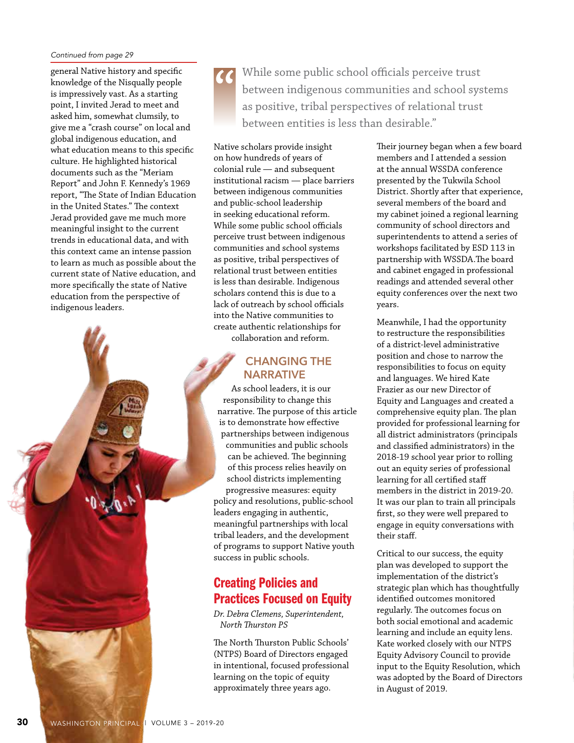*Continued from page 29*

general Native history and specific knowledge of the Nisqually people is impressively vast. As a starting point, I invited Jerad to meet and asked him, somewhat clumsily, to give me a "crash course" on local and global indigenous education, and what education means to this specific culture. He highlighted historical documents such as the "Meriam Report" and John F. Kennedy's 1969 report, "The State of Indian Education in the United States." The context Jerad provided gave me much more meaningful insight to the current trends in educational data, and with this context came an intense passion to learn as much as possible about the current state of Native education, and more specifically the state of Native education from the perspective of indigenous leaders.

> "While some public school officials perceive trust between indigenous communities and school systems as positive, tribal perspectives of relational trust between entities is less than desirable."

Native scholars provide insight on how hundreds of years of colonial rule — and subsequent institutional racism — place barriers between indigenous communities and public-school leadership in seeking educational reform. While some public school officials perceive trust between indigenous communities and school systems as positive, tribal perspectives of relational trust between entities is less than desirable. Indigenous scholars contend this is due to a lack of outreach by school officials into the Native communities to create authentic relationships for collaboration and reform.

### CHANGING THE NARRATIVE

As school leaders, it is our responsibility to change this narrative. The purpose of this article is to demonstrate how effective partnerships between indigenous communities and public schools can be achieved. The beginning of this process relies heavily on school districts implementing progressive measures: equity policy and resolutions, public-school leaders engaging in authentic, meaningful partnerships with local tribal leaders, and the development of programs to support Native youth success in public schools.

## Creating Policies and Practices Focused on Equity

*Dr. Debra Clemens, Superintendent, North Thurston PS*

The North Thurston Public Schools' (NTPS) Board of Directors engaged in intentional, focused professional learning on the topic of equity approximately three years ago.

Their journey began when a few board members and I attended a session at the annual WSSDA conference presented by the Tukwila School District. Shortly after that experience, several members of the board and my cabinet joined a regional learning community of school directors and superintendents to attend a series of workshops facilitated by ESD 113 in partnership with WSSDA.The board and cabinet engaged in professional readings and attended several other equity conferences over the next two years.

Meanwhile, I had the opportunity to restructure the responsibilities of a district-level administrative position and chose to narrow the responsibilities to focus on equity and languages. We hired Kate Frazier as our new Director of Equity and Languages and created a comprehensive equity plan. The plan provided for professional learning for all district administrators (principals and classified administrators) in the 2018-19 school year prior to rolling out an equity series of professional learning for all certified staff members in the district in 2019-20. It was our plan to train all principals first, so they were well prepared to engage in equity conversations with their staff.

Critical to our success, the equity plan was developed to support the implementation of the district's strategic plan which has thoughtfully identified outcomes monitored regularly. The outcomes focus on both social emotional and academic learning and include an equity lens. Kate worked closely with our NTPS Equity Advisory Council to provide input to the Equity Resolution, which was adopted by the Board of Directors in August of 2019.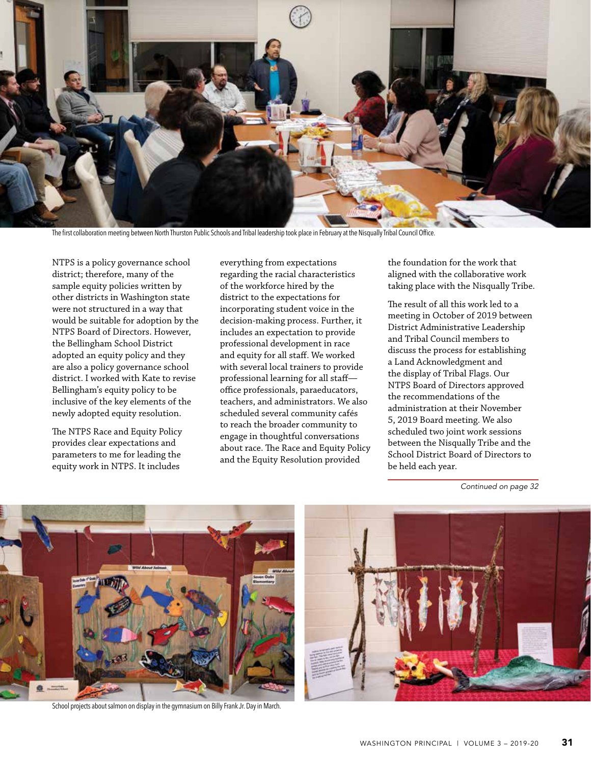The first collaboration meeting between North Thurston Public Schools and Tribal leadership took place in February at the Nisqually Tribal Council Office.

NTPS is a policy governance school district; therefore, many of the sample equity policies written by other districts in Washington state were not structured in a way that would be suitable for adoption by the NTPS Board of Directors. However, the Bellingham School District adopted an equity policy and they are also a policy governance school district. I worked with Kate to revise Bellingham's equity policy to be inclusive of the key elements of the newly adopted equity resolution.

The NTPS Race and Equity Policy provides clear expectations and parameters to me for leading the equity work in NTPS. It includes everything from expectations regarding the racial characteristics of the workforce hired by the district to the expectations for incorporating student voice in the decision-making process. Further, it includes an expectation to provide professional development in race and equity for all staff. We worked with several local trainers to provide professional learning for all staff—office professionals, paraeducators, teachers, and administrators. We also scheduled several community cafés to reach the broader community to engage in thoughtful conversations about race. The Race and Equity Policy and the Equity Resolution provided the foundation for the work that aligned with the collaborative work taking place with the Nisqually Tribe.

The result of all this work led to a meeting in October of 2019 between District Administrative Leadership and Tribal Council members to discuss the process for establishing a Land Acknowledgment and the display of Tribal Flags. Our NTPS Board of Directors approved the recommendations of the administration at their November 5, 2019 Board meeting. We also scheduled two joint work sessions between the Nisqually Tribe and the School District Board of Directors to be held each year.

*Continued on page 32*

School projects about salmon on display in the gymnasium on Billy Frank Jr. Day in March.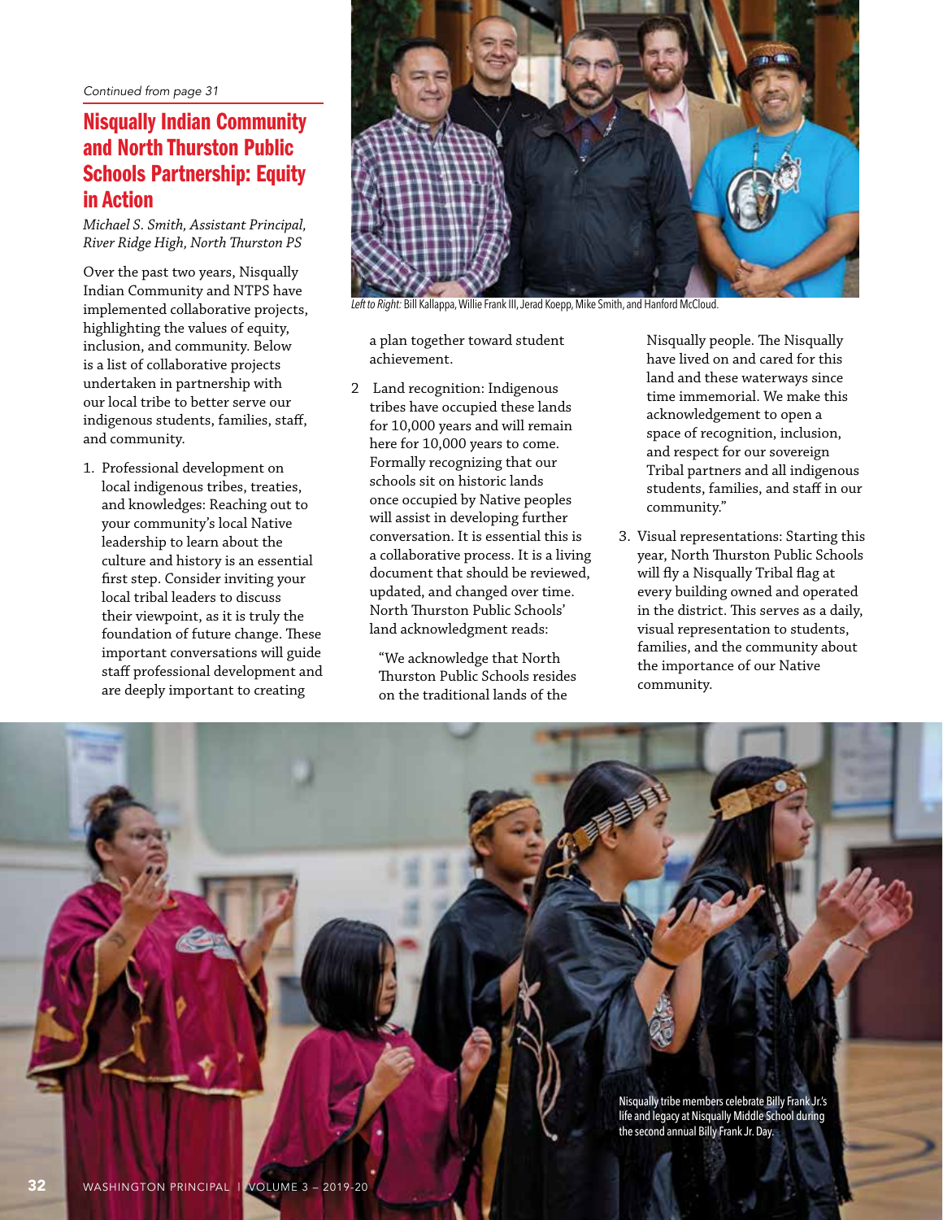*Continued from page 31*

## Nisqually Indian Community and North Thurston Public Schools Partnership: Equity in Action

*Michael S. Smith, Assistant Principal, River Ridge High, North Thurston PS*

Over the past two years, Nisqually Indian Community and NTPS have implemented collaborative projects, highlighting the values of equity, inclusion, and community. Below is a list of collaborative projects undertaken in partnership with our local tribe to better serve our indigenous students, families, staff, and community.

1. Professional development on local indigenous tribes, treaties, and knowledges: Reaching out to your community's local Native leadership to learn about the culture and history is an essential first step. Consider inviting your local tribal leaders to discuss their viewpoint, as it is truly the foundation of future change. These important conversations will guide staff professional development and are deeply important to creating a plan together toward student achievement.

2. Land recognition: Indigenous tribes have occupied these lands for 10,000 years and will remain here for 10,000 years to come. Formally recognizing that our schools sit on historic lands once occupied by Native peoples will assist in developing further conversation. It is essential this is a collaborative process. It is a living document that should be reviewed, updated, and changed over time. North Thurston Public Schools' land acknowledgment reads:

   "We acknowledge that North Thurston Public Schools resides on the traditional lands of the Nisqually people. The Nisqually have lived on and cared for this land and these waterways since time immemorial. We make this acknowledgement to open a space of recognition, inclusion, and respect for our sovereign Tribal partners and all indigenous students, families, and staff in our community."

3. Visual representations: Starting this year, North Thurston Public Schools will fly a Nisqually Tribal flag at every building owned and operated in the district. This serves as a daily, visual representation to students, families, and the community about the importance of our Native community.

*Left to Right:* Bill Kallappa, Willie Frank III, Jerad Koepp, Mike Smith, and Hanford McCloud.

Nisqually tribe members celebrate Billy Frank Jr.'s life and legacy at Nisqually Middle School during the second annual Billy Frank Jr. Day.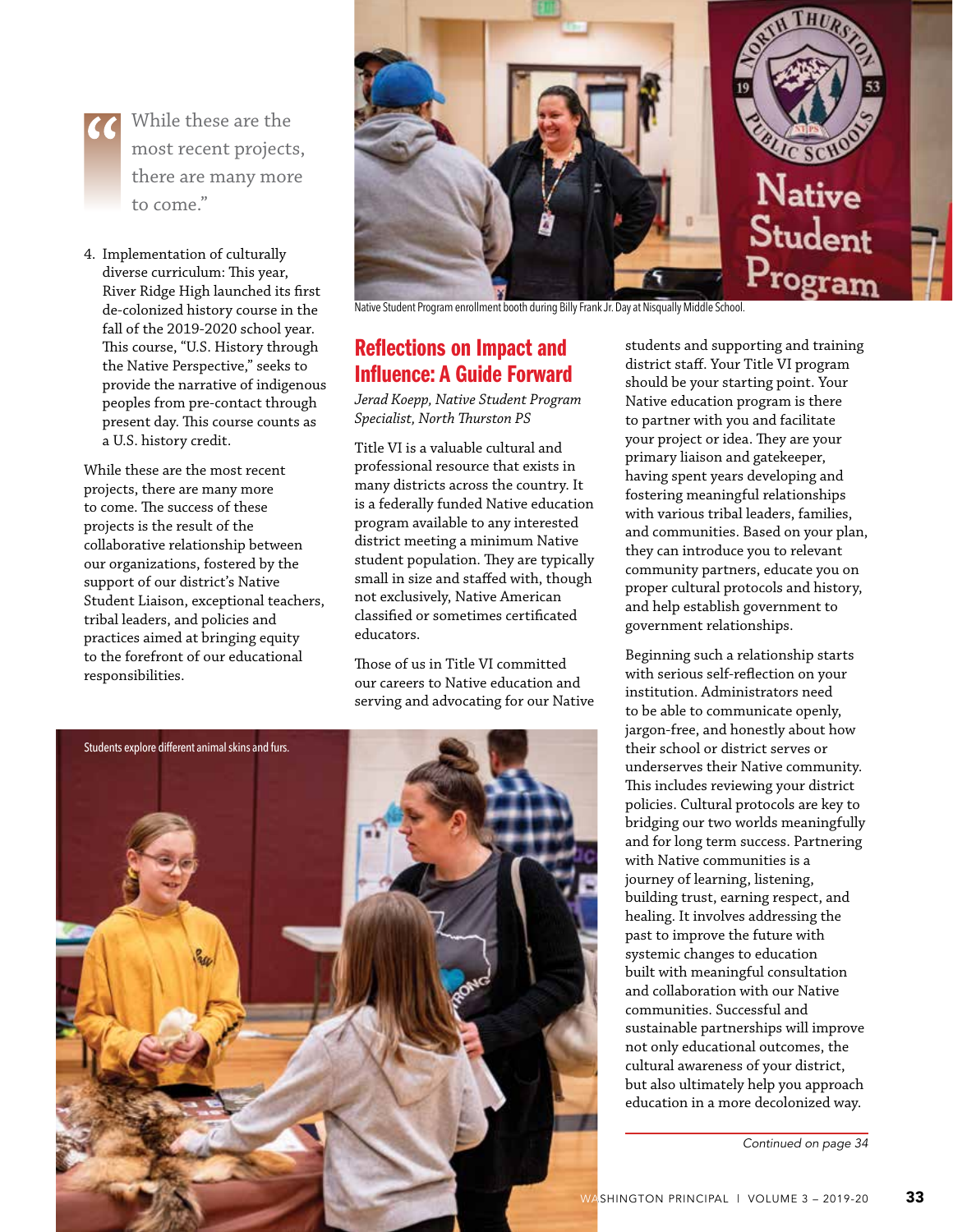> "While these are the most recent projects, there are many more to come."

4. Implementation of culturally diverse curriculum: This year, River Ridge High launched its first de-colonized history course in the fall of the 2019-2020 school year. This course, "U.S. History through the Native Perspective," seeks to provide the narrative of indigenous peoples from pre-contact through present day. This course counts as a U.S. history credit.

While these are the most recent projects, there are many more to come. The success of these projects is the result of the collaborative relationship between our organizations, fostered by the support of our district's Native Student Liaison, exceptional teachers, tribal leaders, and policies and practices aimed at bringing equity to the forefront of our educational responsibilities.

Native Student Program enrollment booth during Billy Frank Jr. Day at Nisqually Middle School.

## Reflections on Impact and Influence: A Guide Forward

*Jerad Koepp, Native Student Program Specialist, North Thurston PS*

Title VI is a valuable cultural and professional resource that exists in many districts across the country. It is a federally funded Native education program available to any interested district meeting a minimum Native student population. They are typically small in size and staffed with, though not exclusively, Native American classified or sometimes certificated educators.

Those of us in Title VI committed our careers to Native education and serving and advocating for our Native students and supporting and training district staff. Your Title VI program should be your starting point. Your Native education program is there to partner with you and facilitate your project or idea. They are your primary liaison and gatekeeper, having spent years developing and fostering meaningful relationships with various tribal leaders, families, and communities. Based on your plan, they can introduce you to relevant community partners, educate you on proper cultural protocols and history, and help establish government to government relationships.

Beginning such a relationship starts with serious self-reflection on your institution. Administrators need to be able to communicate openly, jargon-free, and honestly about how their school or district serves or underserves their Native community. This includes reviewing your district policies. Cultural protocols are key to bridging our two worlds meaningfully and for long term success. Partnering with Native communities is a journey of learning, listening, building trust, earning respect, and healing. It involves addressing the past to improve the future with systemic changes to education built with meaningful consultation and collaboration with our Native communities. Successful and sustainable partnerships will improve not only educational outcomes, the cultural awareness of your district, but also ultimately help you approach education in a more decolonized way.

Students explore different animal skins and furs.

*Continued on page 34*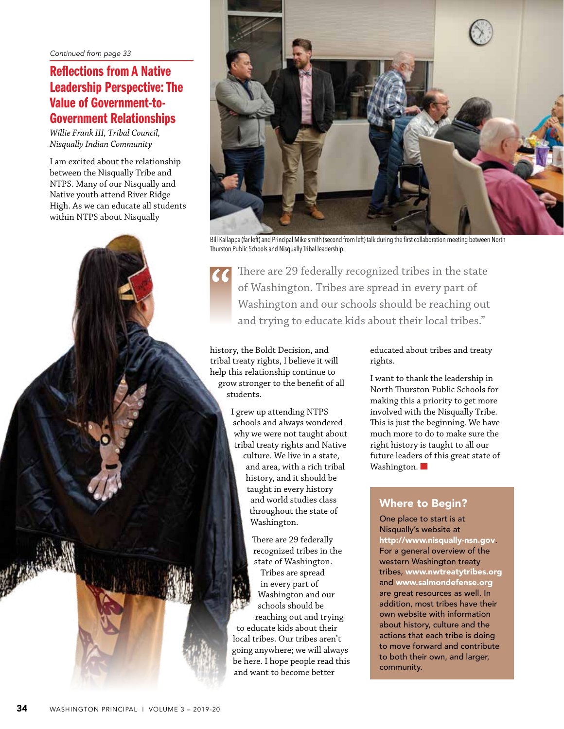*Continued from page 33*

## Reflections from A Native Leadership Perspective: The Value of Government-to-Government Relationships

*Willie Frank III, Tribal Council, Nisqually Indian Community*

I am excited about the relationship between the Nisqually Tribe and NTPS. Many of our Nisqually and Native youth attend River Ridge High. As we can educate all students within NTPS about Nisqually history, the Boldt Decision, and tribal treaty rights, I believe it will help this relationship continue to grow stronger to the benefit of all students.

Bill Kallappa (far left) and Principal Mike smith (second from left) talk during the first collaboration meeting between North Thurston Public Schools and Nisqually Tribal leadership.

> "There are 29 federally recognized tribes in the state of Washington. Tribes are spread in every part of Washington and our schools should be reaching out and trying to educate kids about their local tribes."

I grew up attending NTPS schools and always wondered why we were not taught about tribal treaty rights and Native culture. We live in a state, and area, with a rich tribal history, and it should be taught in every history and world studies class throughout the state of Washington.

There are 29 federally recognized tribes in the state of Washington. Tribes are spread in every part of Washington and our schools should be reaching out and trying to educate kids about their local tribes. Our tribes aren't going anywhere; we will always be here. I hope people read this and want to become better educated about tribes and treaty rights.

I want to thank the leadership in North Thurston Public Schools for making this a priority to get more involved with the Nisqually Tribe. This is just the beginning. We have much more to do to make sure the right history is taught to all our future leaders of this great state of Washington. ■

### Where to Begin?

One place to start is at Nisqually's website at **http://www.nisqually-nsn.gov**. For a general overview of the western Washington treaty tribes, **www.nwtreatytribes.org** and **www.salmondefense.org** are great resources as well. In addition, most tribes have their own website with information about history, culture and the actions that each tribe is doing to move forward and contribute to both their own, and larger, community.